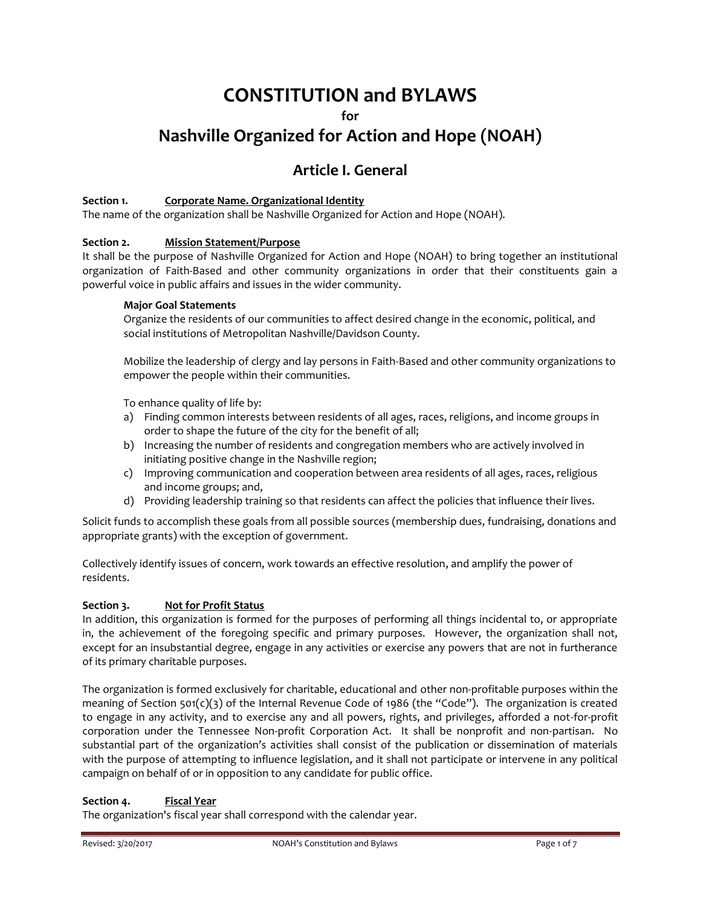# CONSTITUTION and BYLAWS

**for**

# Nashville Organized for Action and Hope (NOAH)

## Article I. General

**Section 1. Corporate Name. Organizational Identity**

The name of the organization shall be Nashville Organized for Action and Hope (NOAH).

**Section 2. Mission Statement/Purpose**

It shall be the purpose of Nashville Organized for Action and Hope (NOAH) to bring together an institutional organization of Faith-Based and other community organizations in order that their constituents gain a powerful voice in public affairs and issues in the wider community.

**Major Goal Statements**

Organize the residents of our communities to affect desired change in the economic, political, and social institutions of Metropolitan Nashville/Davidson County.

Mobilize the leadership of clergy and lay persons in Faith-Based and other community organizations to empower the people within their communities.

To enhance quality of life by:

a) Finding common interests between residents of all ages, races, religions, and income groups in order to shape the future of the city for the benefit of all;
b) Increasing the number of residents and congregation members who are actively involved in initiating positive change in the Nashville region;
c) Improving communication and cooperation between area residents of all ages, races, religious and income groups; and,
d) Providing leadership training so that residents can affect the policies that influence their lives.

Solicit funds to accomplish these goals from all possible sources (membership dues, fundraising, donations and appropriate grants) with the exception of government.

Collectively identify issues of concern, work towards an effective resolution, and amplify the power of residents.

**Section 3. Not for Profit Status**

In addition, this organization is formed for the purposes of performing all things incidental to, or appropriate in, the achievement of the foregoing specific and primary purposes. However, the organization shall not, except for an insubstantial degree, engage in any activities or exercise any powers that are not in furtherance of its primary charitable purposes.

The organization is formed exclusively for charitable, educational and other non-profitable purposes within the meaning of Section 501(c)(3) of the Internal Revenue Code of 1986 (the "Code"). The organization is created to engage in any activity, and to exercise any and all powers, rights, and privileges, afforded a not-for-profit corporation under the Tennessee Non-profit Corporation Act. It shall be nonprofit and non-partisan. No substantial part of the organization's activities shall consist of the publication or dissemination of materials with the purpose of attempting to influence legislation, and it shall not participate or intervene in any political campaign on behalf of or in opposition to any candidate for public office.

**Section 4. Fiscal Year**

The organization's fiscal year shall correspond with the calendar year.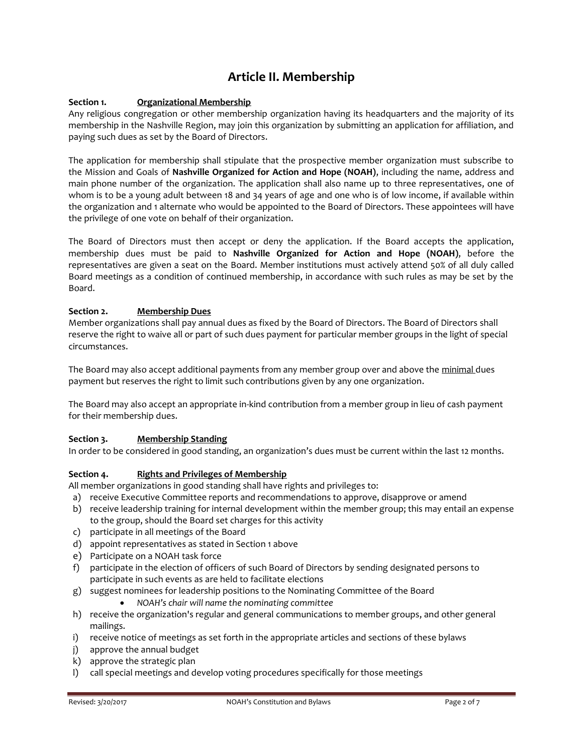# Article II. Membership

**Section 1. <u>Organizational Membership</u>**

Any religious congregation or other membership organization having its headquarters and the majority of its membership in the Nashville Region, may join this organization by submitting an application for affiliation, and paying such dues as set by the Board of Directors.

The application for membership shall stipulate that the prospective member organization must subscribe to the Mission and Goals of **Nashville Organized for Action and Hope (NOAH)**, including the name, address and main phone number of the organization. The application shall also name up to three representatives, one of whom is to be a young adult between 18 and 34 years of age and one who is of low income, if available within the organization and 1 alternate who would be appointed to the Board of Directors. These appointees will have the privilege of one vote on behalf of their organization.

The Board of Directors must then accept or deny the application. If the Board accepts the application, membership dues must be paid to **Nashville Organized for Action and Hope (NOAH)**, before the representatives are given a seat on the Board. Member institutions must actively attend 50% of all duly called Board meetings as a condition of continued membership, in accordance with such rules as may be set by the Board.

**Section 2. <u>Membership Dues</u>**

Member organizations shall pay annual dues as fixed by the Board of Directors. The Board of Directors shall reserve the right to waive all or part of such dues payment for particular member groups in the light of special circumstances.

The Board may also accept additional payments from any member group over and above the <u>minimal</u> dues payment but reserves the right to limit such contributions given by any one organization.

The Board may also accept an appropriate in-kind contribution from a member group in lieu of cash payment for their membership dues.

**Section 3. <u>Membership Standing</u>**

In order to be considered in good standing, an organization's dues must be current within the last 12 months.

**Section 4. <u>Rights and Privileges of Membership</u>**

All member organizations in good standing shall have rights and privileges to:

a) receive Executive Committee reports and recommendations to approve, disapprove or amend
b) receive leadership training for internal development within the member group; this may entail an expense to the group, should the Board set charges for this activity
c) participate in all meetings of the Board
d) appoint representatives as stated in Section 1 above
e) Participate on a NOAH task force
f) participate in the election of officers of such Board of Directors by sending designated persons to participate in such events as are held to facilitate elections
g) suggest nominees for leadership positions to the Nominating Committee of the Board
    - *NOAH's chair will name the nominating committee*
h) receive the organization's regular and general communications to member groups, and other general mailings.
i) receive notice of meetings as set forth in the appropriate articles and sections of these bylaws
j) approve the annual budget
k) approve the strategic plan
l) call special meetings and develop voting procedures specifically for those meetings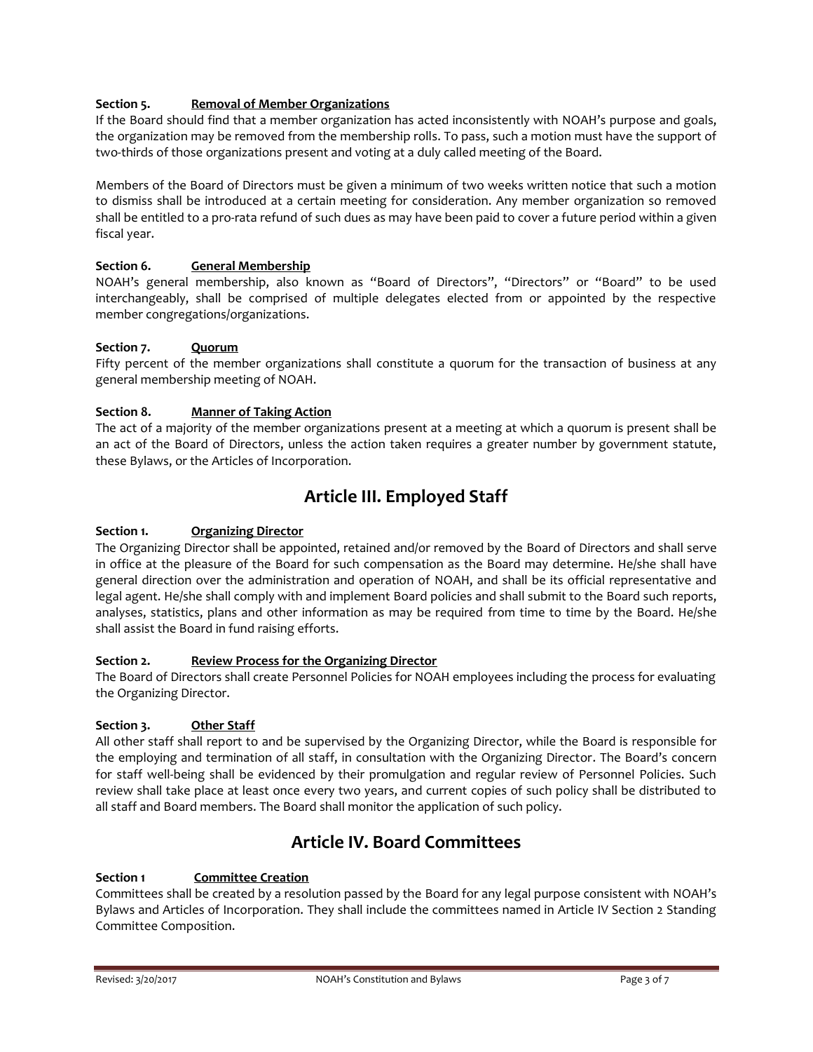**Section 5. Removal of Member Organizations**

If the Board should find that a member organization has acted inconsistently with NOAH's purpose and goals, the organization may be removed from the membership rolls. To pass, such a motion must have the support of two-thirds of those organizations present and voting at a duly called meeting of the Board.

Members of the Board of Directors must be given a minimum of two weeks written notice that such a motion to dismiss shall be introduced at a certain meeting for consideration. Any member organization so removed shall be entitled to a pro-rata refund of such dues as may have been paid to cover a future period within a given fiscal year.

**Section 6. General Membership**

NOAH's general membership, also known as "Board of Directors", "Directors" or "Board" to be used interchangeably, shall be comprised of multiple delegates elected from or appointed by the respective member congregations/organizations.

**Section 7. Quorum**

Fifty percent of the member organizations shall constitute a quorum for the transaction of business at any general membership meeting of NOAH.

**Section 8. Manner of Taking Action**

The act of a majority of the member organizations present at a meeting at which a quorum is present shall be an act of the Board of Directors, unless the action taken requires a greater number by government statute, these Bylaws, or the Articles of Incorporation.

## Article III. Employed Staff

**Section 1. Organizing Director**

The Organizing Director shall be appointed, retained and/or removed by the Board of Directors and shall serve in office at the pleasure of the Board for such compensation as the Board may determine. He/she shall have general direction over the administration and operation of NOAH, and shall be its official representative and legal agent. He/she shall comply with and implement Board policies and shall submit to the Board such reports, analyses, statistics, plans and other information as may be required from time to time by the Board. He/she shall assist the Board in fund raising efforts.

**Section 2. Review Process for the Organizing Director**

The Board of Directors shall create Personnel Policies for NOAH employees including the process for evaluating the Organizing Director.

**Section 3. Other Staff**

All other staff shall report to and be supervised by the Organizing Director, while the Board is responsible for the employing and termination of all staff, in consultation with the Organizing Director. The Board's concern for staff well-being shall be evidenced by their promulgation and regular review of Personnel Policies. Such review shall take place at least once every two years, and current copies of such policy shall be distributed to all staff and Board members. The Board shall monitor the application of such policy.

## Article IV. Board Committees

**Section 1 Committee Creation**

Committees shall be created by a resolution passed by the Board for any legal purpose consistent with NOAH's Bylaws and Articles of Incorporation. They shall include the committees named in Article IV Section 2 Standing Committee Composition.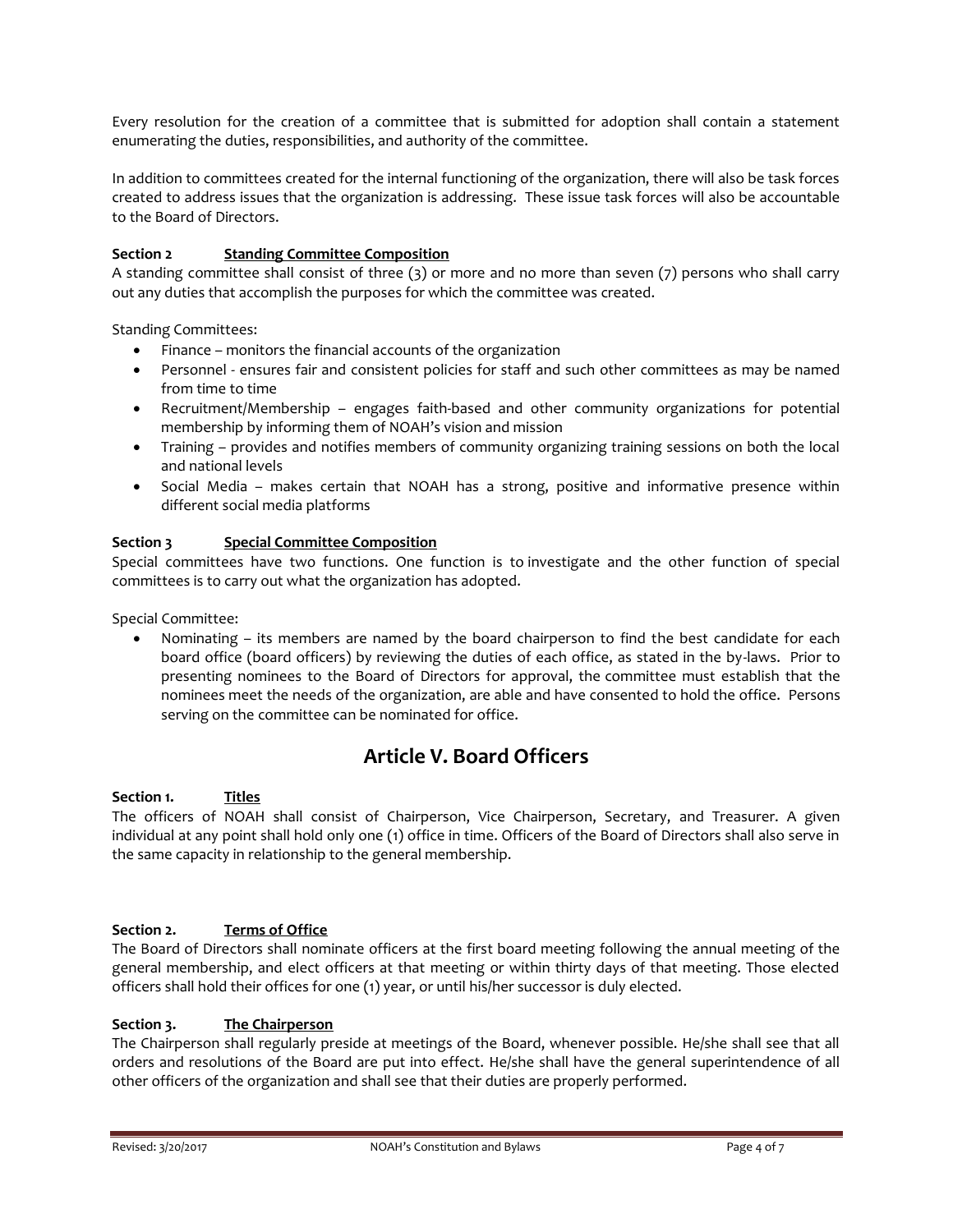Every resolution for the creation of a committee that is submitted for adoption shall contain a statement enumerating the duties, responsibilities, and authority of the committee.

In addition to committees created for the internal functioning of the organization, there will also be task forces created to address issues that the organization is addressing. These issue task forces will also be accountable to the Board of Directors.

**Section 2 Standing Committee Composition**

A standing committee shall consist of three (3) or more and no more than seven (7) persons who shall carry out any duties that accomplish the purposes for which the committee was created.

Standing Committees:

- Finance – monitors the financial accounts of the organization
- Personnel - ensures fair and consistent policies for staff and such other committees as may be named from time to time
- Recruitment/Membership – engages faith-based and other community organizations for potential membership by informing them of NOAH's vision and mission
- Training – provides and notifies members of community organizing training sessions on both the local and national levels
- Social Media – makes certain that NOAH has a strong, positive and informative presence within different social media platforms

**Section 3 Special Committee Composition**

Special committees have two functions. One function is to investigate and the other function of special committees is to carry out what the organization has adopted.

Special Committee:

- Nominating – its members are named by the board chairperson to find the best candidate for each board office (board officers) by reviewing the duties of each office, as stated in the by-laws. Prior to presenting nominees to the Board of Directors for approval, the committee must establish that the nominees meet the needs of the organization, are able and have consented to hold the office. Persons serving on the committee can be nominated for office.

## Article V. Board Officers

**Section 1. Titles**

The officers of NOAH shall consist of Chairperson, Vice Chairperson, Secretary, and Treasurer. A given individual at any point shall hold only one (1) office in time. Officers of the Board of Directors shall also serve in the same capacity in relationship to the general membership.

**Section 2. Terms of Office**

The Board of Directors shall nominate officers at the first board meeting following the annual meeting of the general membership, and elect officers at that meeting or within thirty days of that meeting. Those elected officers shall hold their offices for one (1) year, or until his/her successor is duly elected.

**Section 3. The Chairperson**

The Chairperson shall regularly preside at meetings of the Board, whenever possible. He/she shall see that all orders and resolutions of the Board are put into effect. He/she shall have the general superintendence of all other officers of the organization and shall see that their duties are properly performed.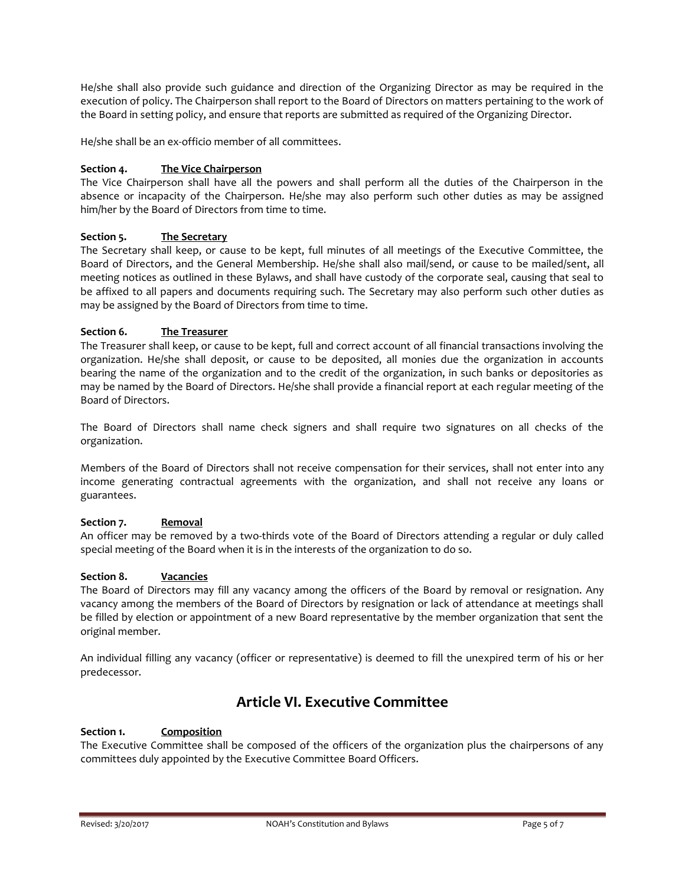He/she shall also provide such guidance and direction of the Organizing Director as may be required in the execution of policy. The Chairperson shall report to the Board of Directors on matters pertaining to the work of the Board in setting policy, and ensure that reports are submitted as required of the Organizing Director.

He/she shall be an ex-officio member of all committees.

**Section 4. <u>The Vice Chairperson</u>**
The Vice Chairperson shall have all the powers and shall perform all the duties of the Chairperson in the absence or incapacity of the Chairperson. He/she may also perform such other duties as may be assigned him/her by the Board of Directors from time to time.

**Section 5. <u>The Secretary</u>**
The Secretary shall keep, or cause to be kept, full minutes of all meetings of the Executive Committee, the Board of Directors, and the General Membership. He/she shall also mail/send, or cause to be mailed/sent, all meeting notices as outlined in these Bylaws, and shall have custody of the corporate seal, causing that seal to be affixed to all papers and documents requiring such. The Secretary may also perform such other duties as may be assigned by the Board of Directors from time to time.

**Section 6. <u>The Treasurer</u>**
The Treasurer shall keep, or cause to be kept, full and correct account of all financial transactions involving the organization. He/she shall deposit, or cause to be deposited, all monies due the organization in accounts bearing the name of the organization and to the credit of the organization, in such banks or depositories as may be named by the Board of Directors. He/she shall provide a financial report at each regular meeting of the Board of Directors.

The Board of Directors shall name check signers and shall require two signatures on all checks of the organization.

Members of the Board of Directors shall not receive compensation for their services, shall not enter into any income generating contractual agreements with the organization, and shall not receive any loans or guarantees.

**Section 7. <u>Removal</u>**
An officer may be removed by a two-thirds vote of the Board of Directors attending a regular or duly called special meeting of the Board when it is in the interests of the organization to do so.

**Section 8. <u>Vacancies</u>**
The Board of Directors may fill any vacancy among the officers of the Board by removal or resignation. Any vacancy among the members of the Board of Directors by resignation or lack of attendance at meetings shall be filled by election or appointment of a new Board representative by the member organization that sent the original member.

An individual filling any vacancy (officer or representative) is deemed to fill the unexpired term of his or her predecessor.

## Article VI. Executive Committee

**Section 1. <u>Composition</u>**
The Executive Committee shall be composed of the officers of the organization plus the chairpersons of any committees duly appointed by the Executive Committee Board Officers.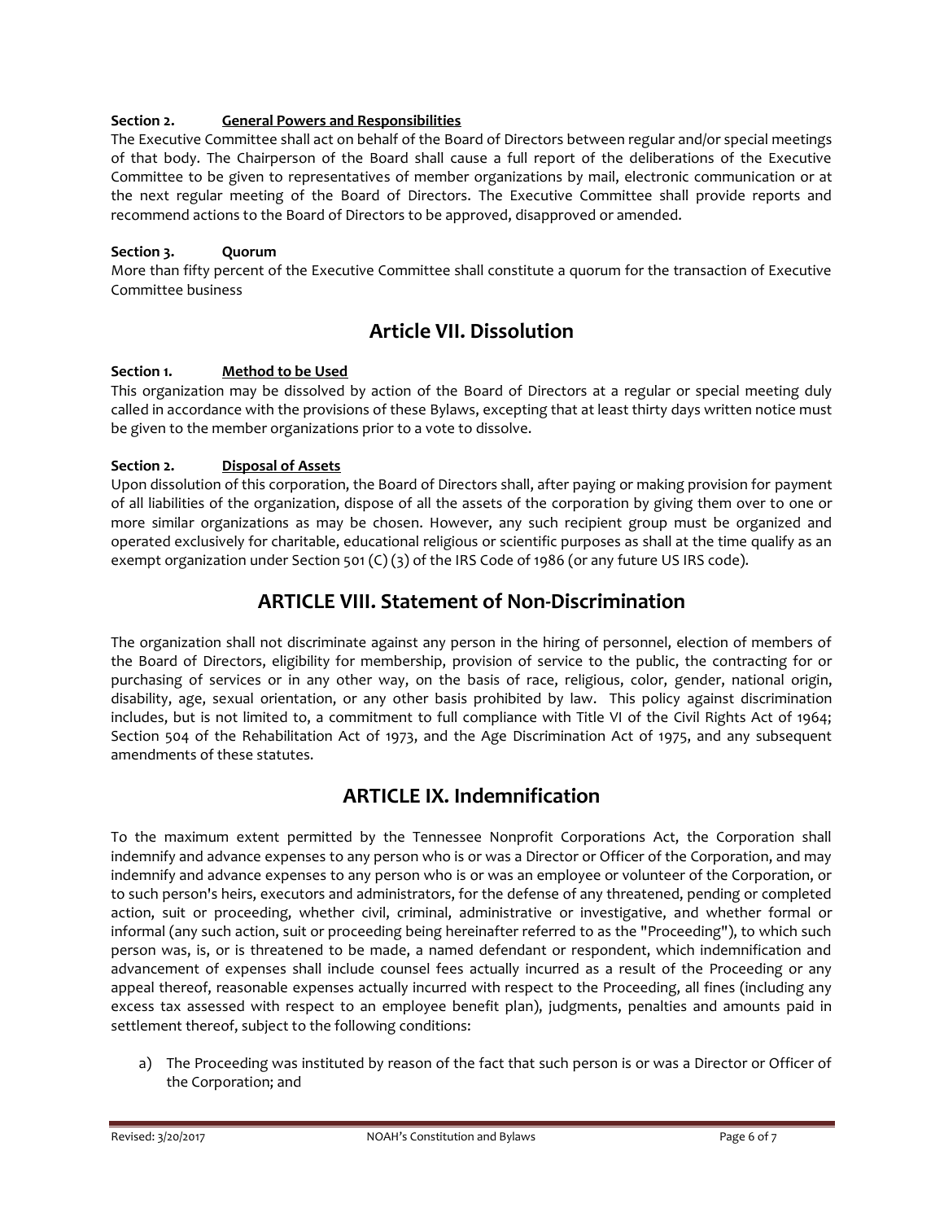**Section 2. General Powers and Responsibilities**

The Executive Committee shall act on behalf of the Board of Directors between regular and/or special meetings of that body. The Chairperson of the Board shall cause a full report of the deliberations of the Executive Committee to be given to representatives of member organizations by mail, electronic communication or at the next regular meeting of the Board of Directors. The Executive Committee shall provide reports and recommend actions to the Board of Directors to be approved, disapproved or amended.

**Section 3. Quorum**

More than fifty percent of the Executive Committee shall constitute a quorum for the transaction of Executive Committee business

## Article VII. Dissolution

**Section 1. Method to be Used**

This organization may be dissolved by action of the Board of Directors at a regular or special meeting duly called in accordance with the provisions of these Bylaws, excepting that at least thirty days written notice must be given to the member organizations prior to a vote to dissolve.

**Section 2. Disposal of Assets**

Upon dissolution of this corporation, the Board of Directors shall, after paying or making provision for payment of all liabilities of the organization, dispose of all the assets of the corporation by giving them over to one or more similar organizations as may be chosen. However, any such recipient group must be organized and operated exclusively for charitable, educational religious or scientific purposes as shall at the time qualify as an exempt organization under Section 501 (C) (3) of the IRS Code of 1986 (or any future US IRS code).

## ARTICLE VIII. Statement of Non-Discrimination

The organization shall not discriminate against any person in the hiring of personnel, election of members of the Board of Directors, eligibility for membership, provision of service to the public, the contracting for or purchasing of services or in any other way, on the basis of race, religious, color, gender, national origin, disability, age, sexual orientation, or any other basis prohibited by law. This policy against discrimination includes, but is not limited to, a commitment to full compliance with Title VI of the Civil Rights Act of 1964; Section 504 of the Rehabilitation Act of 1973, and the Age Discrimination Act of 1975, and any subsequent amendments of these statutes.

## ARTICLE IX. Indemnification

To the maximum extent permitted by the Tennessee Nonprofit Corporations Act, the Corporation shall indemnify and advance expenses to any person who is or was a Director or Officer of the Corporation, and may indemnify and advance expenses to any person who is or was an employee or volunteer of the Corporation, or to such person's heirs, executors and administrators, for the defense of any threatened, pending or completed action, suit or proceeding, whether civil, criminal, administrative or investigative, and whether formal or informal (any such action, suit or proceeding being hereinafter referred to as the "Proceeding"), to which such person was, is, or is threatened to be made, a named defendant or respondent, which indemnification and advancement of expenses shall include counsel fees actually incurred as a result of the Proceeding or any appeal thereof, reasonable expenses actually incurred with respect to the Proceeding, all fines (including any excess tax assessed with respect to an employee benefit plan), judgments, penalties and amounts paid in settlement thereof, subject to the following conditions:

a) The Proceeding was instituted by reason of the fact that such person is or was a Director or Officer of the Corporation; and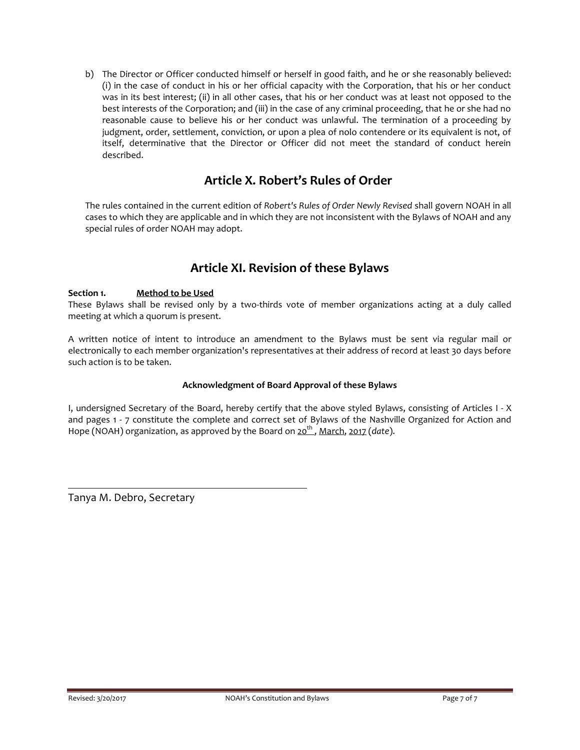b) The Director or Officer conducted himself or herself in good faith, and he or she reasonably believed: (i) in the case of conduct in his or her official capacity with the Corporation, that his or her conduct was in its best interest; (ii) in all other cases, that his or her conduct was at least not opposed to the best interests of the Corporation; and (iii) in the case of any criminal proceeding, that he or she had no reasonable cause to believe his or her conduct was unlawful. The termination of a proceeding by judgment, order, settlement, conviction, or upon a plea of nolo contendere or its equivalent is not, of itself, determinative that the Director or Officer did not meet the standard of conduct herein described.

## Article X. Robert's Rules of Order

The rules contained in the current edition of *Robert's Rules of Order Newly Revised* shall govern NOAH in all cases to which they are applicable and in which they are not inconsistent with the Bylaws of NOAH and any special rules of order NOAH may adopt.

## Article XI. Revision of these Bylaws

**Section 1.** **Method to be Used**

These Bylaws shall be revised only by a two-thirds vote of member organizations acting at a duly called meeting at which a quorum is present.

A written notice of intent to introduce an amendment to the Bylaws must be sent via regular mail or electronically to each member organization's representatives at their address of record at least 30 days before such action is to be taken.

**Acknowledgment of Board Approval of these Bylaws**

I, undersigned Secretary of the Board, hereby certify that the above styled Bylaws, consisting of Articles I - X and pages 1 - 7 constitute the complete and correct set of Bylaws of the Nashville Organized for Action and Hope (NOAH) organization, as approved by the Board on 20th, March, 2017 (*date*).

Tanya M. Debro, Secretary